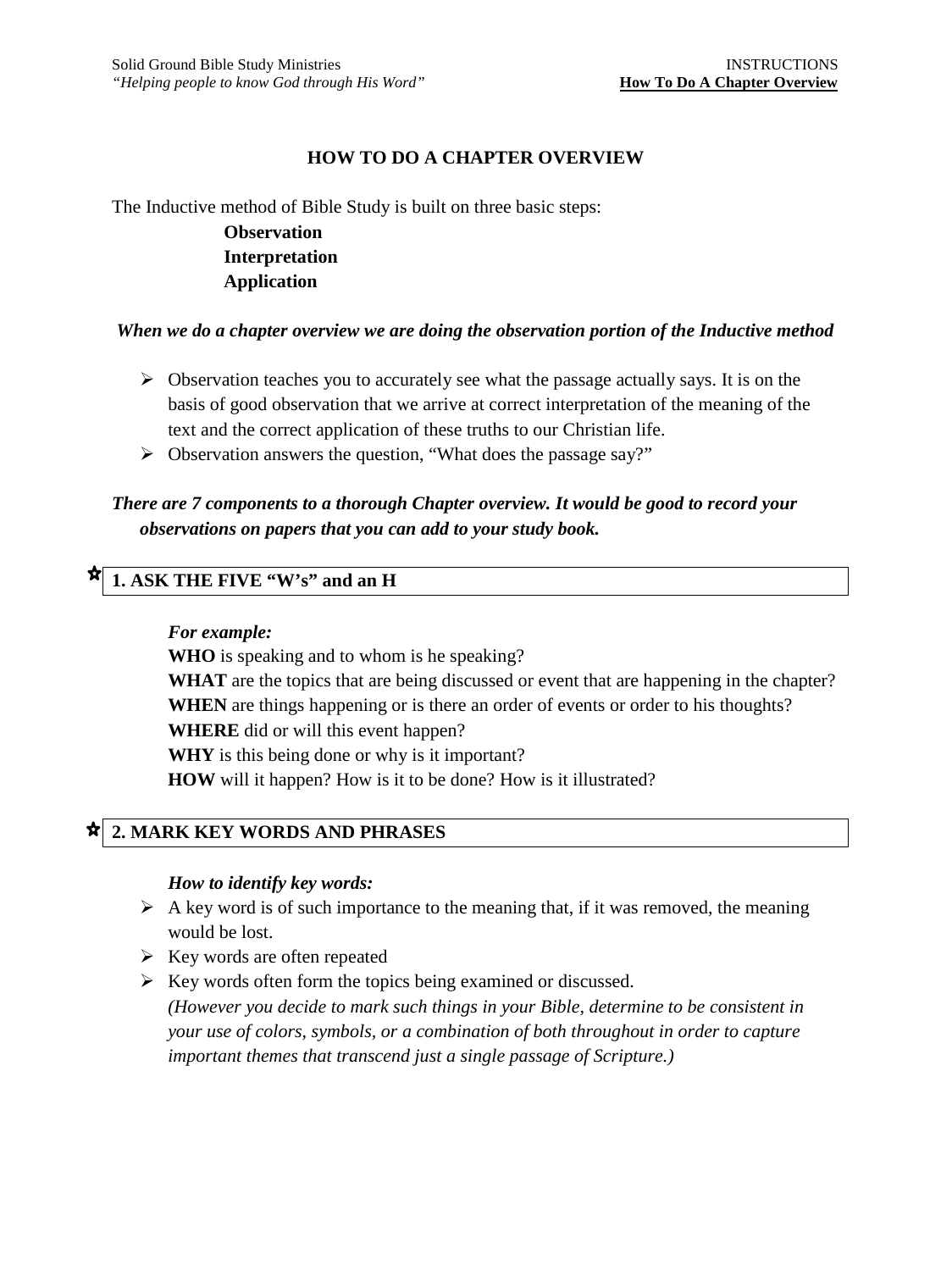# HOW TO DO A CHAPTER OVERVIEW

The Inductive method of Bible Study is built on three basic steps:

**Observation**
**Interpretation**
**Application**

***When we do a chapter overview we are doing the observation portion of the Inductive method***

- Observation teaches you to accurately see what the passage actually says. It is on the basis of good observation that we arrive at correct interpretation of the meaning of the text and the correct application of these truths to our Christian life.
- Observation answers the question, "What does the passage say?"

***There are 7 components to a thorough Chapter overview. It would be good to record your observations on papers that you can add to your study book.***

## 1. ASK THE FIVE "W's" and an H

***For example:***

**WHO** is speaking and to whom is he speaking?
**WHAT** are the topics that are being discussed or event that are happening in the chapter?
**WHEN** are things happening or is there an order of events or order to his thoughts?
**WHERE** did or will this event happen?
**WHY** is this being done or why is it important?
**HOW** will it happen? How is it to be done? How is it illustrated?

## 2. MARK KEY WORDS AND PHRASES

***How to identify key words:***

- A key word is of such importance to the meaning that, if it was removed, the meaning would be lost.
- Key words are often repeated
- Key words often form the topics being examined or discussed.
  *(However you decide to mark such things in your Bible, determine to be consistent in your use of colors, symbols, or a combination of both throughout in order to capture important themes that transcend just a single passage of Scripture.)*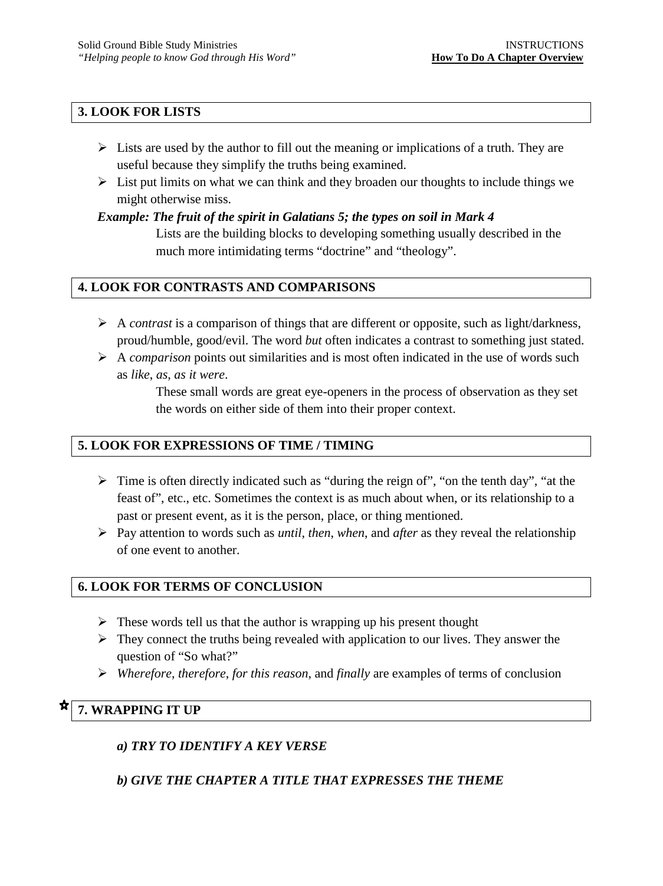## 3. LOOK FOR LISTS

- Lists are used by the author to fill out the meaning or implications of a truth. They are useful because they simplify the truths being examined.
- List put limits on what we can think and they broaden our thoughts to include things we might otherwise miss.

***Example: The fruit of the spirit in Galatians 5; the types on soil in Mark 4***

Lists are the building blocks to developing something usually described in the much more intimidating terms "doctrine" and "theology".

## 4. LOOK FOR CONTRASTS AND COMPARISONS

- A *contrast* is a comparison of things that are different or opposite, such as light/darkness, proud/humble, good/evil. The word *but* often indicates a contrast to something just stated.
- A *comparison* points out similarities and is most often indicated in the use of words such as *like*, *as*, *as it were*.

These small words are great eye-openers in the process of observation as they set the words on either side of them into their proper context.

## 5. LOOK FOR EXPRESSIONS OF TIME / TIMING

- Time is often directly indicated such as "during the reign of", "on the tenth day", "at the feast of", etc., etc. Sometimes the context is as much about when, or its relationship to a past or present event, as it is the person, place, or thing mentioned.
- Pay attention to words such as *until*, *then*, *when*, and *after* as they reveal the relationship of one event to another.

## 6. LOOK FOR TERMS OF CONCLUSION

- These words tell us that the author is wrapping up his present thought
- They connect the truths being revealed with application to our lives. They answer the question of "So what?"
- *Wherefore*, *therefore*, *for this reason*, and *finally* are examples of terms of conclusion

## 7. WRAPPING IT UP

***a) TRY TO IDENTIFY A KEY VERSE***

***b) GIVE THE CHAPTER A TITLE THAT EXPRESSES THE THEME***